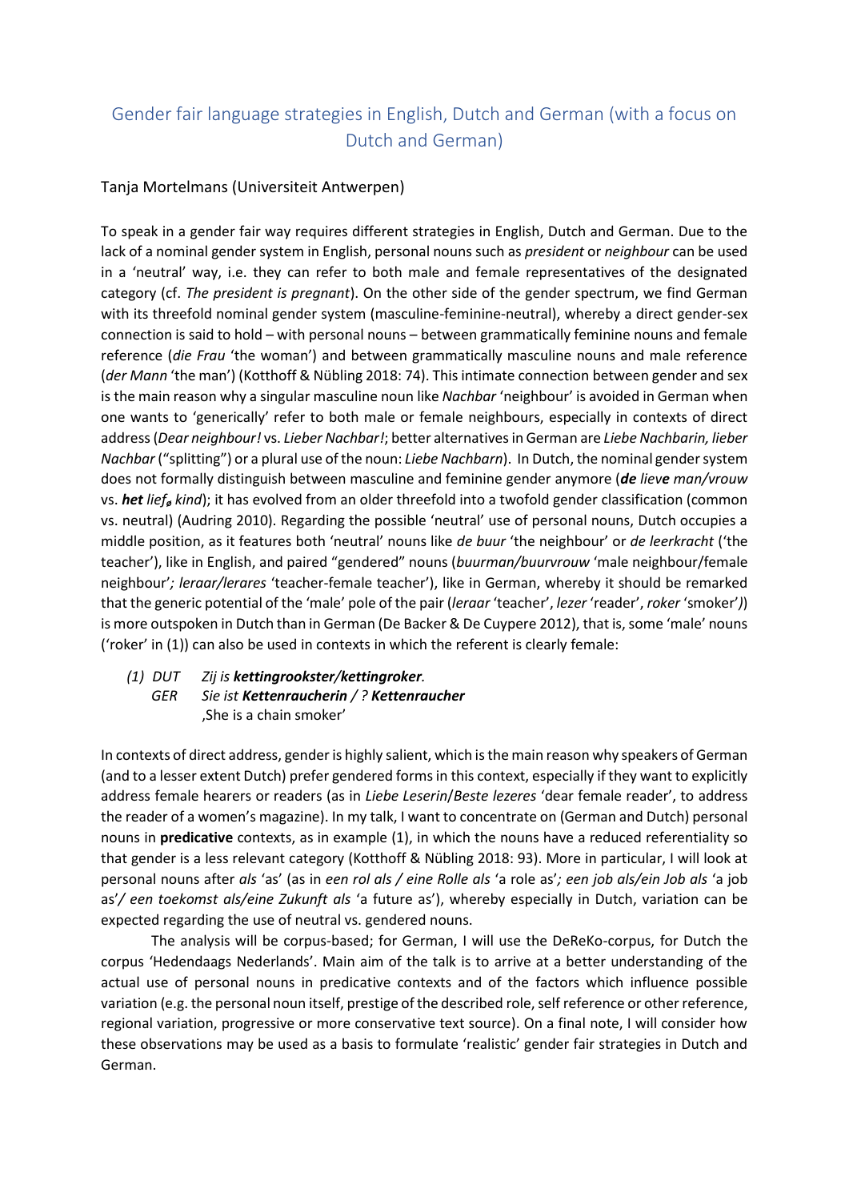# Gender fair language strategies in English, Dutch and German (with a focus on Dutch and German)

Tanja Mortelmans (Universiteit Antwerpen)

To speak in a gender fair way requires different strategies in English, Dutch and German. Due to the lack of a nominal gender system in English, personal nouns such as *president* or *neighbour* can be used in a 'neutral' way, i.e. they can refer to both male and female representatives of the designated category (cf. *The president is pregnant*). On the other side of the gender spectrum, we find German with its threefold nominal gender system (masculine-feminine-neutral), whereby a direct gender-sex connection is said to hold – with personal nouns – between grammatically feminine nouns and female reference (*die Frau* 'the woman') and between grammatically masculine nouns and male reference (*der Mann* 'the man') (Kotthoff & Nübling 2018: 74). This intimate connection between gender and sex is the main reason why a singular masculine noun like *Nachbar* 'neighbour' is avoided in German when one wants to 'generically' refer to both male or female neighbours, especially in contexts of direct address (*Dear neighbour!* vs. *Lieber Nachbar!*; better alternatives in German are *Liebe Nachbarin, lieber Nachbar* ("splitting") or a plural use of the noun: *Liebe Nachbarn*). In Dutch, the nominal gender system does not formally distinguish between masculine and feminine gender anymore (***de*** *liev**e** man/vrouw* vs. ***het*** *lief*$_{\textit{ø}}$ *kind*); it has evolved from an older threefold into a twofold gender classification (common vs. neutral) (Audring 2010). Regarding the possible 'neutral' use of personal nouns, Dutch occupies a middle position, as it features both 'neutral' nouns like *de buur* 'the neighbour' or *de leerkracht* ('the teacher'), like in English, and paired "gendered" nouns (*buurman/buurvrouw* 'male neighbour/female neighbour'*; leraar/lerares* 'teacher-female teacher'), like in German, whereby it should be remarked that the generic potential of the 'male' pole of the pair (*leraar* 'teacher', *lezer* 'reader', *roker* 'smoker'*)*) is more outspoken in Dutch than in German (De Backer & De Cuypere 2012), that is, some 'male' nouns ('roker' in (1)) can also be used in contexts in which the referent is clearly female:

*(1) DUT Zij is **kettingrookster/kettingroker**.*
*GER Sie ist **Kettenraucherin / ? Kettenraucher***
‚She is a chain smoker'

In contexts of direct address, gender is highly salient, which is the main reason why speakers of German (and to a lesser extent Dutch) prefer gendered forms in this context, especially if they want to explicitly address female hearers or readers (as in *Liebe Leserin*/*Beste lezeres* 'dear female reader', to address the reader of a women's magazine). In my talk, I want to concentrate on (German and Dutch) personal nouns in **predicative** contexts, as in example (1), in which the nouns have a reduced referentiality so that gender is a less relevant category (Kotthoff & Nübling 2018: 93). More in particular, I will look at personal nouns after *als* 'as' (as in *een rol als / eine Rolle als* 'a role as'*; een job als/ein Job als* 'a job as'*/ een toekomst als/eine Zukunft als* 'a future as'), whereby especially in Dutch, variation can be expected regarding the use of neutral vs. gendered nouns.

The analysis will be corpus-based; for German, I will use the DeReKo-corpus, for Dutch the corpus 'Hedendaags Nederlands'. Main aim of the talk is to arrive at a better understanding of the actual use of personal nouns in predicative contexts and of the factors which influence possible variation (e.g. the personal noun itself, prestige of the described role, self reference or other reference, regional variation, progressive or more conservative text source). On a final note, I will consider how these observations may be used as a basis to formulate 'realistic' gender fair strategies in Dutch and German.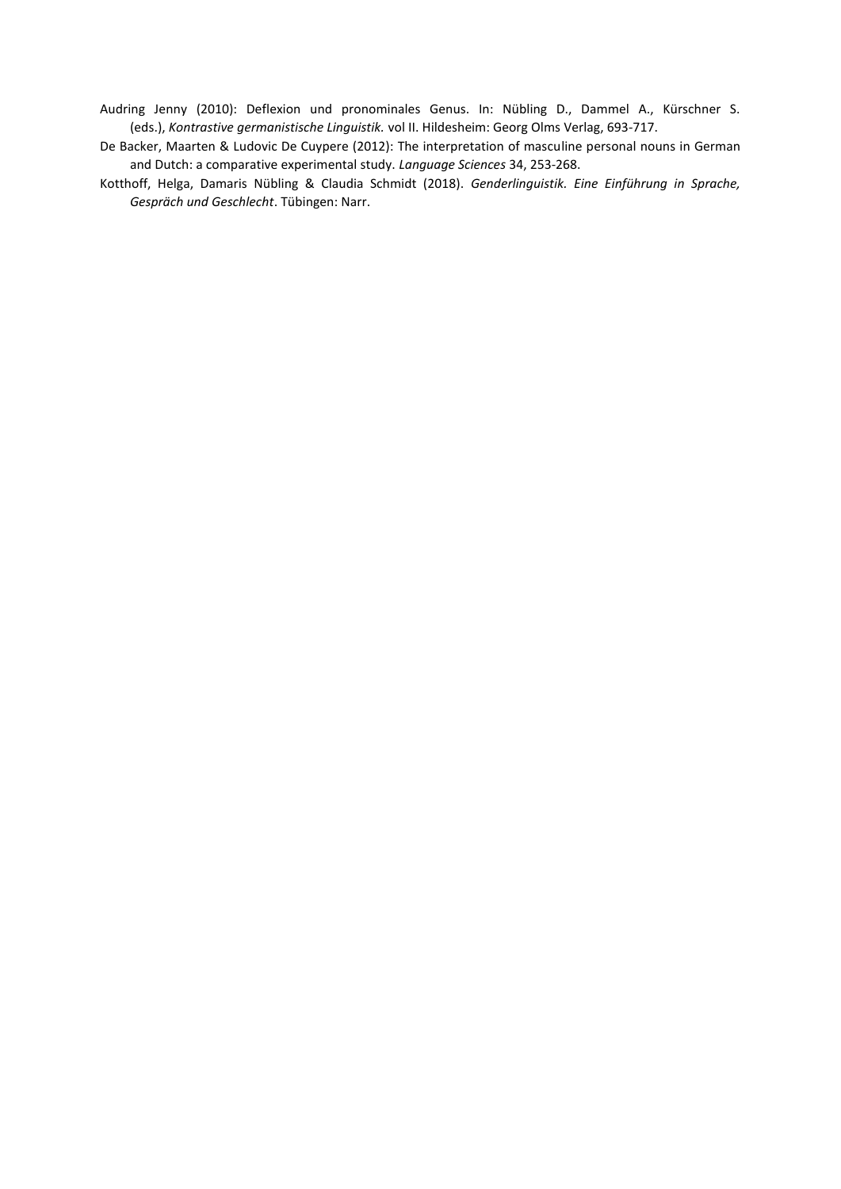Audring Jenny (2010): Deflexion und pronominales Genus. In: Nübling D., Dammel A., Kürschner S. (eds.), *Kontrastive germanistische Linguistik.* vol II. Hildesheim: Georg Olms Verlag, 693-717.

De Backer, Maarten & Ludovic De Cuypere (2012): The interpretation of masculine personal nouns in German and Dutch: a comparative experimental study. *Language Sciences* 34, 253-268.

Kotthoff, Helga, Damaris Nübling & Claudia Schmidt (2018). *Genderlinguistik. Eine Einführung in Sprache, Gespräch und Geschlecht*. Tübingen: Narr.